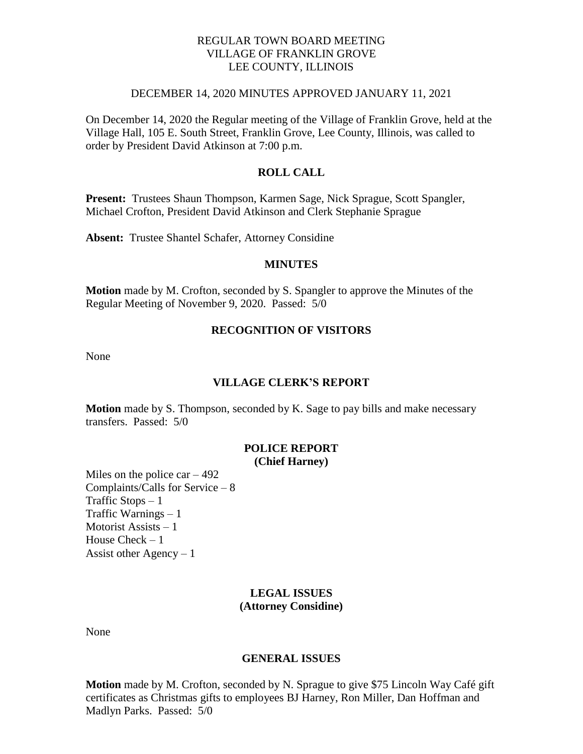REGULAR TOWN BOARD MEETING
VILLAGE OF FRANKLIN GROVE
LEE COUNTY, ILLINOIS

DECEMBER 14, 2020 MINUTES APPROVED JANUARY 11, 2021

On December 14, 2020 the Regular meeting of the Village of Franklin Grove, held at the Village Hall, 105 E. South Street, Franklin Grove, Lee County, Illinois, was called to order by President David Atkinson at 7:00 p.m.

## ROLL CALL

**Present:** Trustees Shaun Thompson, Karmen Sage, Nick Sprague, Scott Spangler, Michael Crofton, President David Atkinson and Clerk Stephanie Sprague

**Absent:** Trustee Shantel Schafer, Attorney Considine

## MINUTES

**Motion** made by M. Crofton, seconded by S. Spangler to approve the Minutes of the Regular Meeting of November 9, 2020. Passed: 5/0

## RECOGNITION OF VISITORS

None

## VILLAGE CLERK'S REPORT

**Motion** made by S. Thompson, seconded by K. Sage to pay bills and make necessary transfers. Passed: 5/0

## POLICE REPORT
**(Chief Harney)**

Miles on the police car – 492
Complaints/Calls for Service – 8
Traffic Stops – 1
Traffic Warnings – 1
Motorist Assists – 1
House Check – 1
Assist other Agency – 1

## LEGAL ISSUES
**(Attorney Considine)**

None

## GENERAL ISSUES

**Motion** made by M. Crofton, seconded by N. Sprague to give $75 Lincoln Way Café gift certificates as Christmas gifts to employees BJ Harney, Ron Miller, Dan Hoffman and Madlyn Parks. Passed: 5/0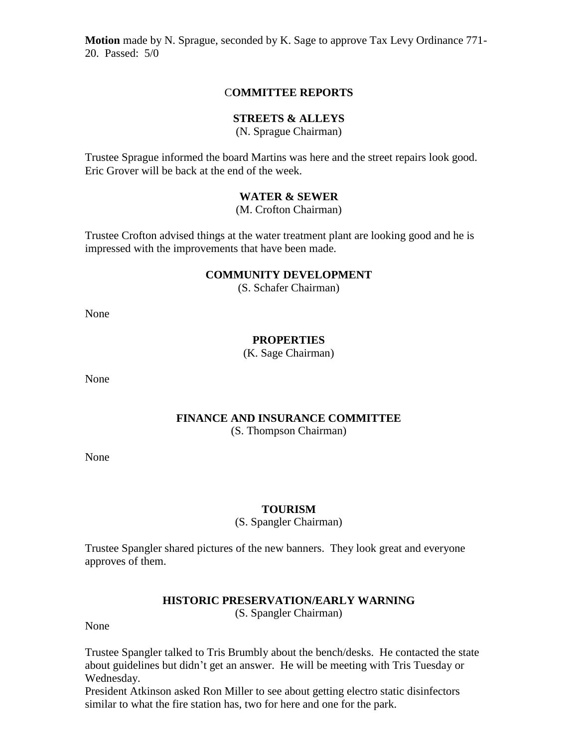**Motion** made by N. Sprague, seconded by K. Sage to approve Tax Levy Ordinance 771-20. Passed: 5/0

## COMMITTEE REPORTS

### STREETS & ALLEYS

(N. Sprague Chairman)

Trustee Sprague informed the board Martins was here and the street repairs look good. Eric Grover will be back at the end of the week.

### WATER & SEWER

(M. Crofton Chairman)

Trustee Crofton advised things at the water treatment plant are looking good and he is impressed with the improvements that have been made.

### COMMUNITY DEVELOPMENT

(S. Schafer Chairman)

None

### PROPERTIES

(K. Sage Chairman)

None

### FINANCE AND INSURANCE COMMITTEE

(S. Thompson Chairman)

None

### TOURISM

(S. Spangler Chairman)

Trustee Spangler shared pictures of the new banners. They look great and everyone approves of them.

### HISTORIC PRESERVATION/EARLY WARNING

(S. Spangler Chairman)

None

Trustee Spangler talked to Tris Brumbly about the bench/desks. He contacted the state about guidelines but didn't get an answer. He will be meeting with Tris Tuesday or Wednesday.

President Atkinson asked Ron Miller to see about getting electro static disinfectors similar to what the fire station has, two for here and one for the park.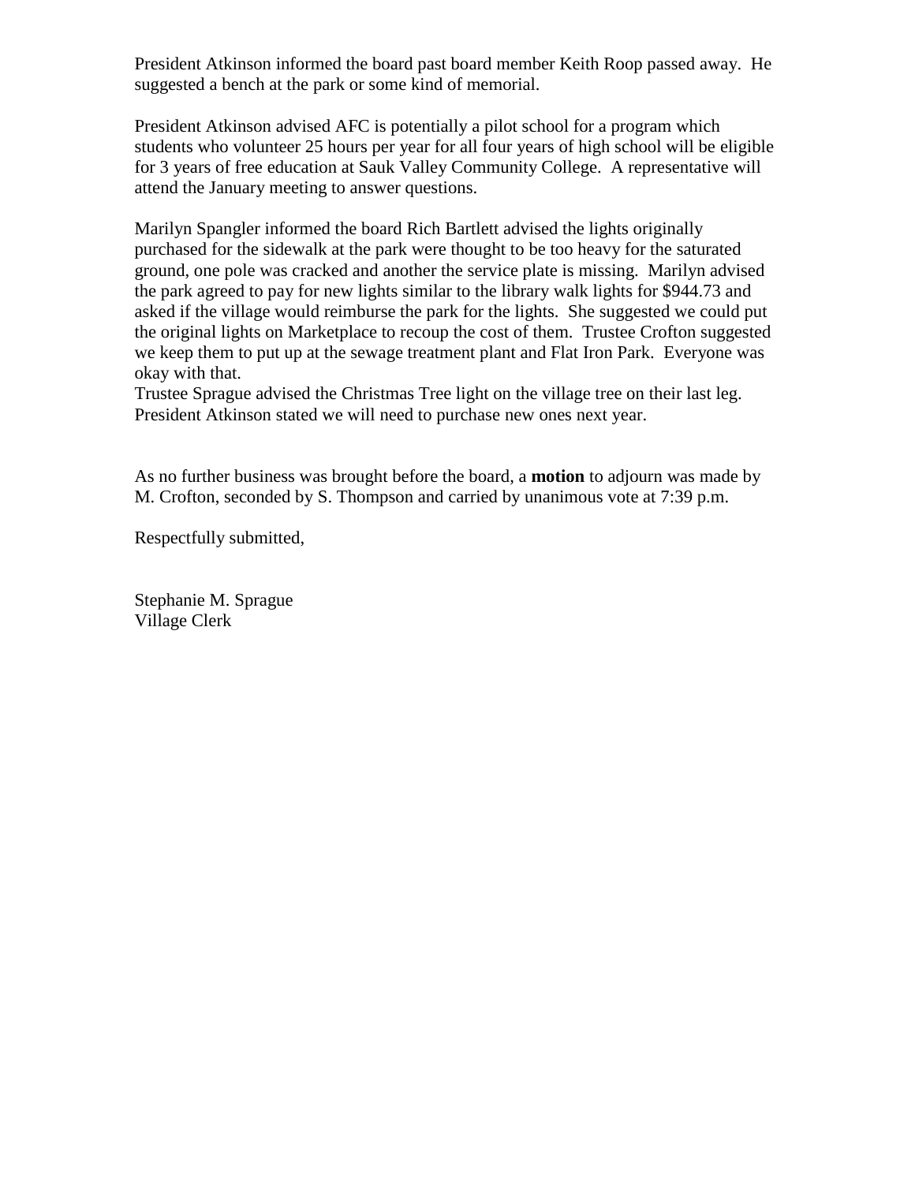President Atkinson informed the board past board member Keith Roop passed away. He suggested a bench at the park or some kind of memorial.

President Atkinson advised AFC is potentially a pilot school for a program which students who volunteer 25 hours per year for all four years of high school will be eligible for 3 years of free education at Sauk Valley Community College. A representative will attend the January meeting to answer questions.

Marilyn Spangler informed the board Rich Bartlett advised the lights originally purchased for the sidewalk at the park were thought to be too heavy for the saturated ground, one pole was cracked and another the service plate is missing. Marilyn advised the park agreed to pay for new lights similar to the library walk lights for $944.73 and asked if the village would reimburse the park for the lights. She suggested we could put the original lights on Marketplace to recoup the cost of them. Trustee Crofton suggested we keep them to put up at the sewage treatment plant and Flat Iron Park. Everyone was okay with that.
Trustee Sprague advised the Christmas Tree light on the village tree on their last leg. President Atkinson stated we will need to purchase new ones next year.

As no further business was brought before the board, a **motion** to adjourn was made by M. Crofton, seconded by S. Thompson and carried by unanimous vote at 7:39 p.m.

Respectfully submitted,

Stephanie M. Sprague
Village Clerk